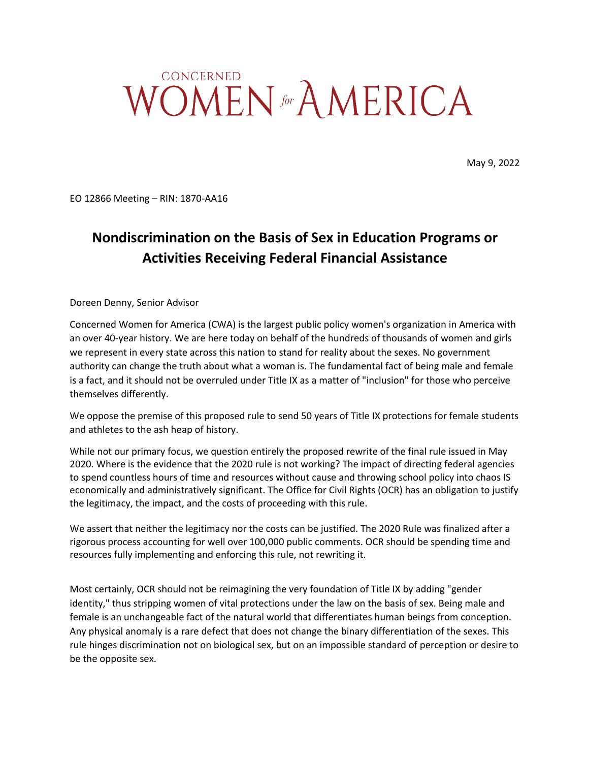# CONCERNED WOMEN *for* AMERICA

May 9, 2022

EO 12866 Meeting – RIN: 1870-AA16

## Nondiscrimination on the Basis of Sex in Education Programs or Activities Receiving Federal Financial Assistance

Doreen Denny, Senior Advisor

Concerned Women for America (CWA) is the largest public policy women's organization in America with an over 40-year history. We are here today on behalf of the hundreds of thousands of women and girls we represent in every state across this nation to stand for reality about the sexes. No government authority can change the truth about what a woman is. The fundamental fact of being male and female is a fact, and it should not be overruled under Title IX as a matter of "inclusion" for those who perceive themselves differently.

We oppose the premise of this proposed rule to send 50 years of Title IX protections for female students and athletes to the ash heap of history.

While not our primary focus, we question entirely the proposed rewrite of the final rule issued in May 2020. Where is the evidence that the 2020 rule is not working? The impact of directing federal agencies to spend countless hours of time and resources without cause and throwing school policy into chaos IS economically and administratively significant. The Office for Civil Rights (OCR) has an obligation to justify the legitimacy, the impact, and the costs of proceeding with this rule.

We assert that neither the legitimacy nor the costs can be justified. The 2020 Rule was finalized after a rigorous process accounting for well over 100,000 public comments. OCR should be spending time and resources fully implementing and enforcing this rule, not rewriting it.

Most certainly, OCR should not be reimagining the very foundation of Title IX by adding "gender identity," thus stripping women of vital protections under the law on the basis of sex. Being male and female is an unchangeable fact of the natural world that differentiates human beings from conception. Any physical anomaly is a rare defect that does not change the binary differentiation of the sexes. This rule hinges discrimination not on biological sex, but on an impossible standard of perception or desire to be the opposite sex.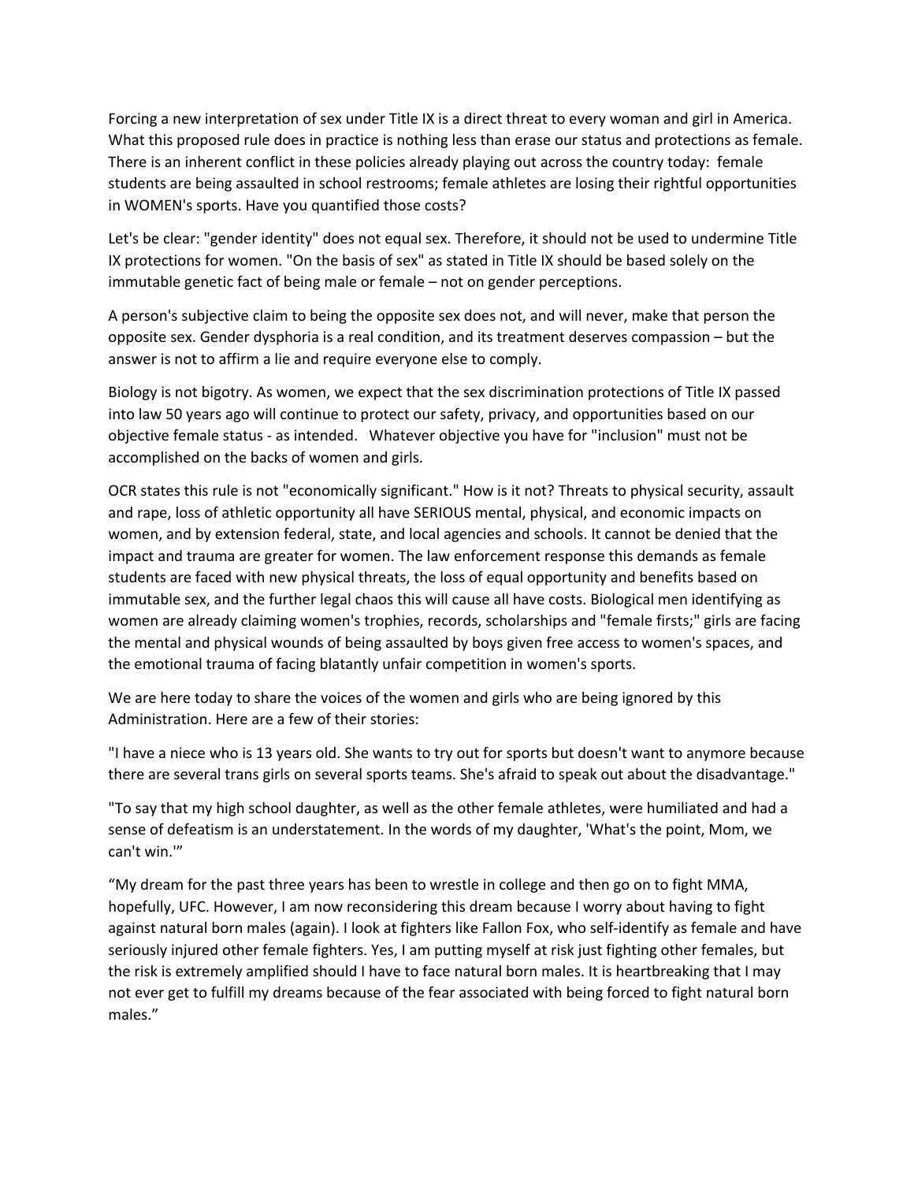Forcing a new interpretation of sex under Title IX is a direct threat to every woman and girl in America. What this proposed rule does in practice is nothing less than erase our status and protections as female. There is an inherent conflict in these policies already playing out across the country today: female students are being assaulted in school restrooms; female athletes are losing their rightful opportunities in WOMEN's sports. Have you quantified those costs?

Let's be clear: "gender identity" does not equal sex. Therefore, it should not be used to undermine Title IX protections for women. "On the basis of sex" as stated in Title IX should be based solely on the immutable genetic fact of being male or female – not on gender perceptions.

A person's subjective claim to being the opposite sex does not, and will never, make that person the opposite sex. Gender dysphoria is a real condition, and its treatment deserves compassion – but the answer is not to affirm a lie and require everyone else to comply.

Biology is not bigotry. As women, we expect that the sex discrimination protections of Title IX passed into law 50 years ago will continue to protect our safety, privacy, and opportunities based on our objective female status - as intended. Whatever objective you have for "inclusion" must not be accomplished on the backs of women and girls.

OCR states this rule is not "economically significant." How is it not? Threats to physical security, assault and rape, loss of athletic opportunity all have SERIOUS mental, physical, and economic impacts on women, and by extension federal, state, and local agencies and schools. It cannot be denied that the impact and trauma are greater for women. The law enforcement response this demands as female students are faced with new physical threats, the loss of equal opportunity and benefits based on immutable sex, and the further legal chaos this will cause all have costs. Biological men identifying as women are already claiming women's trophies, records, scholarships and "female firsts;" girls are facing the mental and physical wounds of being assaulted by boys given free access to women's spaces, and the emotional trauma of facing blatantly unfair competition in women's sports.

We are here today to share the voices of the women and girls who are being ignored by this Administration. Here are a few of their stories:

"I have a niece who is 13 years old. She wants to try out for sports but doesn't want to anymore because there are several trans girls on several sports teams. She's afraid to speak out about the disadvantage."

"To say that my high school daughter, as well as the other female athletes, were humiliated and had a sense of defeatism is an understatement. In the words of my daughter, 'What's the point, Mom, we can't win.'"

"My dream for the past three years has been to wrestle in college and then go on to fight MMA, hopefully, UFC. However, I am now reconsidering this dream because I worry about having to fight against natural born males (again). I look at fighters like Fallon Fox, who self-identify as female and have seriously injured other female fighters. Yes, I am putting myself at risk just fighting other females, but the risk is extremely amplified should I have to face natural born males. It is heartbreaking that I may not ever get to fulfill my dreams because of the fear associated with being forced to fight natural born males."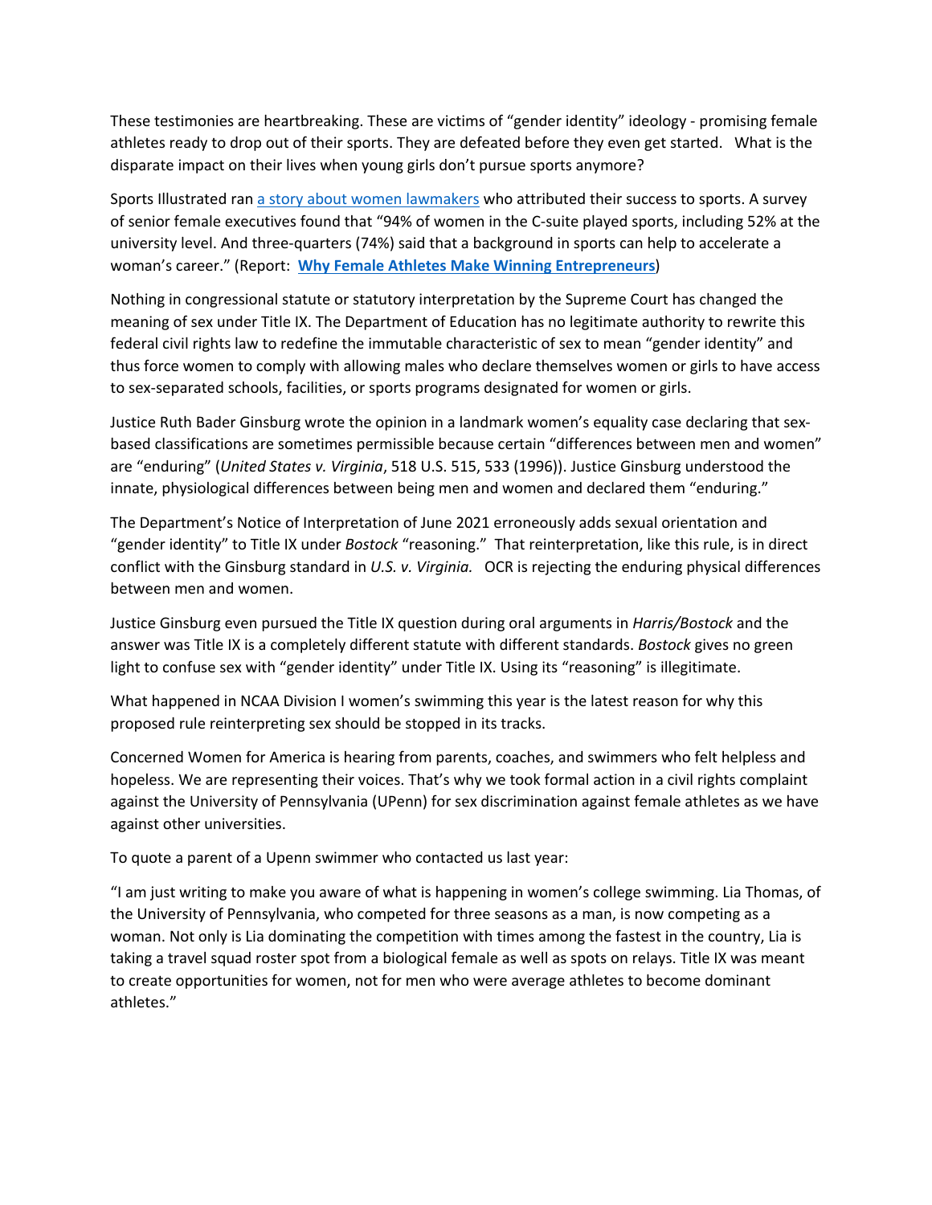These testimonies are heartbreaking. These are victims of "gender identity" ideology - promising female athletes ready to drop out of their sports. They are defeated before they even get started. What is the disparate impact on their lives when young girls don't pursue sports anymore?

Sports Illustrated ran a story about women lawmakers who attributed their success to sports. A survey of senior female executives found that "94% of women in the C-suite played sports, including 52% at the university level. And three-quarters (74%) said that a background in sports can help to accelerate a woman's career." (Report: **Why Female Athletes Make Winning Entrepreneurs**)

Nothing in congressional statute or statutory interpretation by the Supreme Court has changed the meaning of sex under Title IX. The Department of Education has no legitimate authority to rewrite this federal civil rights law to redefine the immutable characteristic of sex to mean "gender identity" and thus force women to comply with allowing males who declare themselves women or girls to have access to sex-separated schools, facilities, or sports programs designated for women or girls.

Justice Ruth Bader Ginsburg wrote the opinion in a landmark women's equality case declaring that sex-based classifications are sometimes permissible because certain "differences between men and women" are "enduring" (*United States v. Virginia*, 518 U.S. 515, 533 (1996)). Justice Ginsburg understood the innate, physiological differences between being men and women and declared them "enduring."

The Department's Notice of Interpretation of June 2021 erroneously adds sexual orientation and "gender identity" to Title IX under *Bostock* "reasoning." That reinterpretation, like this rule, is in direct conflict with the Ginsburg standard in *U.S. v. Virginia.* OCR is rejecting the enduring physical differences between men and women.

Justice Ginsburg even pursued the Title IX question during oral arguments in *Harris/Bostock* and the answer was Title IX is a completely different statute with different standards. *Bostock* gives no green light to confuse sex with "gender identity" under Title IX. Using its "reasoning" is illegitimate.

What happened in NCAA Division I women's swimming this year is the latest reason for why this proposed rule reinterpreting sex should be stopped in its tracks.

Concerned Women for America is hearing from parents, coaches, and swimmers who felt helpless and hopeless. We are representing their voices. That's why we took formal action in a civil rights complaint against the University of Pennsylvania (UPenn) for sex discrimination against female athletes as we have against other universities.

To quote a parent of a Upenn swimmer who contacted us last year:

"I am just writing to make you aware of what is happening in women's college swimming. Lia Thomas, of the University of Pennsylvania, who competed for three seasons as a man, is now competing as a woman. Not only is Lia dominating the competition with times among the fastest in the country, Lia is taking a travel squad roster spot from a biological female as well as spots on relays. Title IX was meant to create opportunities for women, not for men who were average athletes to become dominant athletes."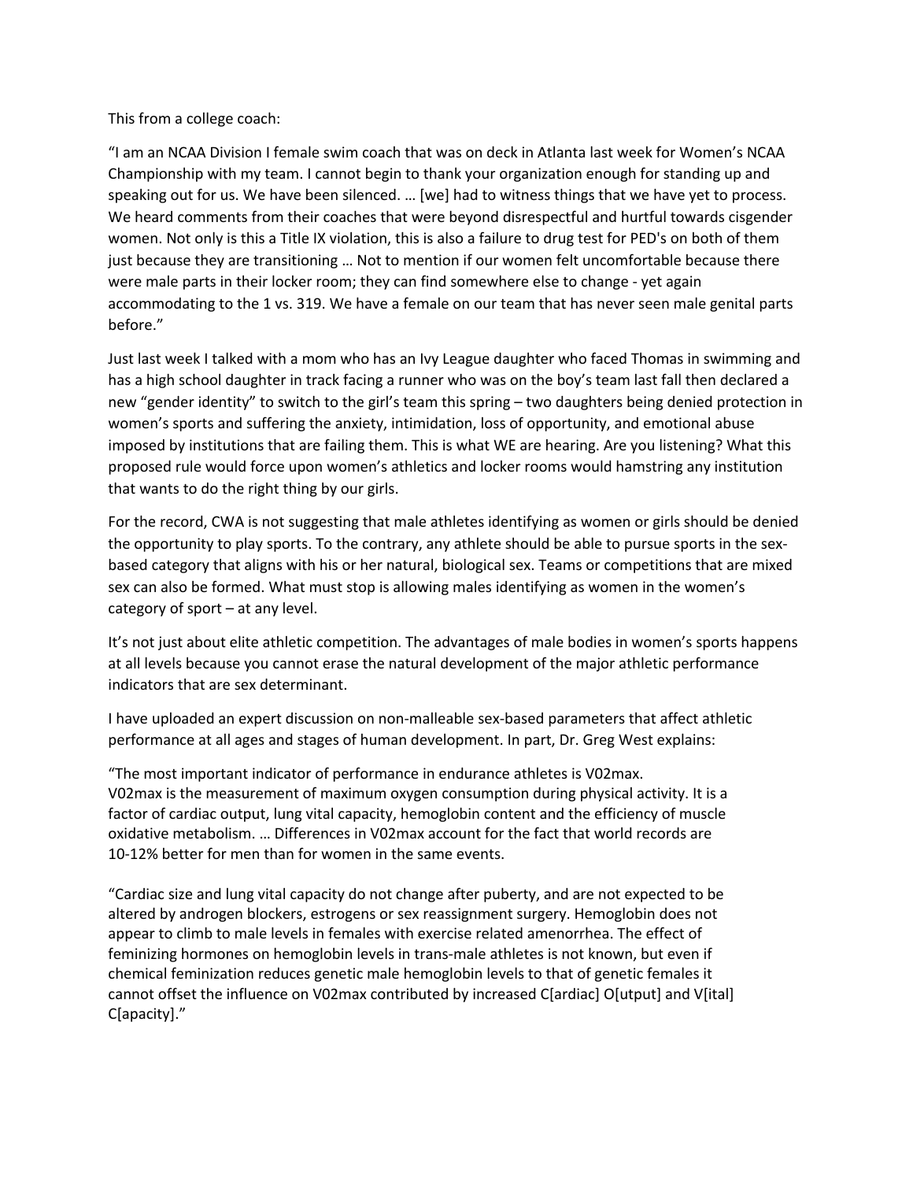This from a college coach:

"I am an NCAA Division I female swim coach that was on deck in Atlanta last week for Women's NCAA Championship with my team. I cannot begin to thank your organization enough for standing up and speaking out for us. We have been silenced. … [we] had to witness things that we have yet to process. We heard comments from their coaches that were beyond disrespectful and hurtful towards cisgender women. Not only is this a Title IX violation, this is also a failure to drug test for PED's on both of them just because they are transitioning … Not to mention if our women felt uncomfortable because there were male parts in their locker room; they can find somewhere else to change - yet again accommodating to the 1 vs. 319. We have a female on our team that has never seen male genital parts before."

Just last week I talked with a mom who has an Ivy League daughter who faced Thomas in swimming and has a high school daughter in track facing a runner who was on the boy's team last fall then declared a new "gender identity" to switch to the girl's team this spring – two daughters being denied protection in women's sports and suffering the anxiety, intimidation, loss of opportunity, and emotional abuse imposed by institutions that are failing them. This is what WE are hearing. Are you listening? What this proposed rule would force upon women's athletics and locker rooms would hamstring any institution that wants to do the right thing by our girls.

For the record, CWA is not suggesting that male athletes identifying as women or girls should be denied the opportunity to play sports. To the contrary, any athlete should be able to pursue sports in the sex-based category that aligns with his or her natural, biological sex. Teams or competitions that are mixed sex can also be formed. What must stop is allowing males identifying as women in the women's category of sport – at any level.

It's not just about elite athletic competition. The advantages of male bodies in women's sports happens at all levels because you cannot erase the natural development of the major athletic performance indicators that are sex determinant.

I have uploaded an expert discussion on non-malleable sex-based parameters that affect athletic performance at all ages and stages of human development. In part, Dr. Greg West explains:

"The most important indicator of performance in endurance athletes is V02max. V02max is the measurement of maximum oxygen consumption during physical activity. It is a factor of cardiac output, lung vital capacity, hemoglobin content and the efficiency of muscle oxidative metabolism. … Differences in V02max account for the fact that world records are 10-12% better for men than for women in the same events.

"Cardiac size and lung vital capacity do not change after puberty, and are not expected to be altered by androgen blockers, estrogens or sex reassignment surgery. Hemoglobin does not appear to climb to male levels in females with exercise related amenorrhea. The effect of feminizing hormones on hemoglobin levels in trans-male athletes is not known, but even if chemical feminization reduces genetic male hemoglobin levels to that of genetic females it cannot offset the influence on V02max contributed by increased C[ardiac] O[utput] and V[ital] C[apacity]."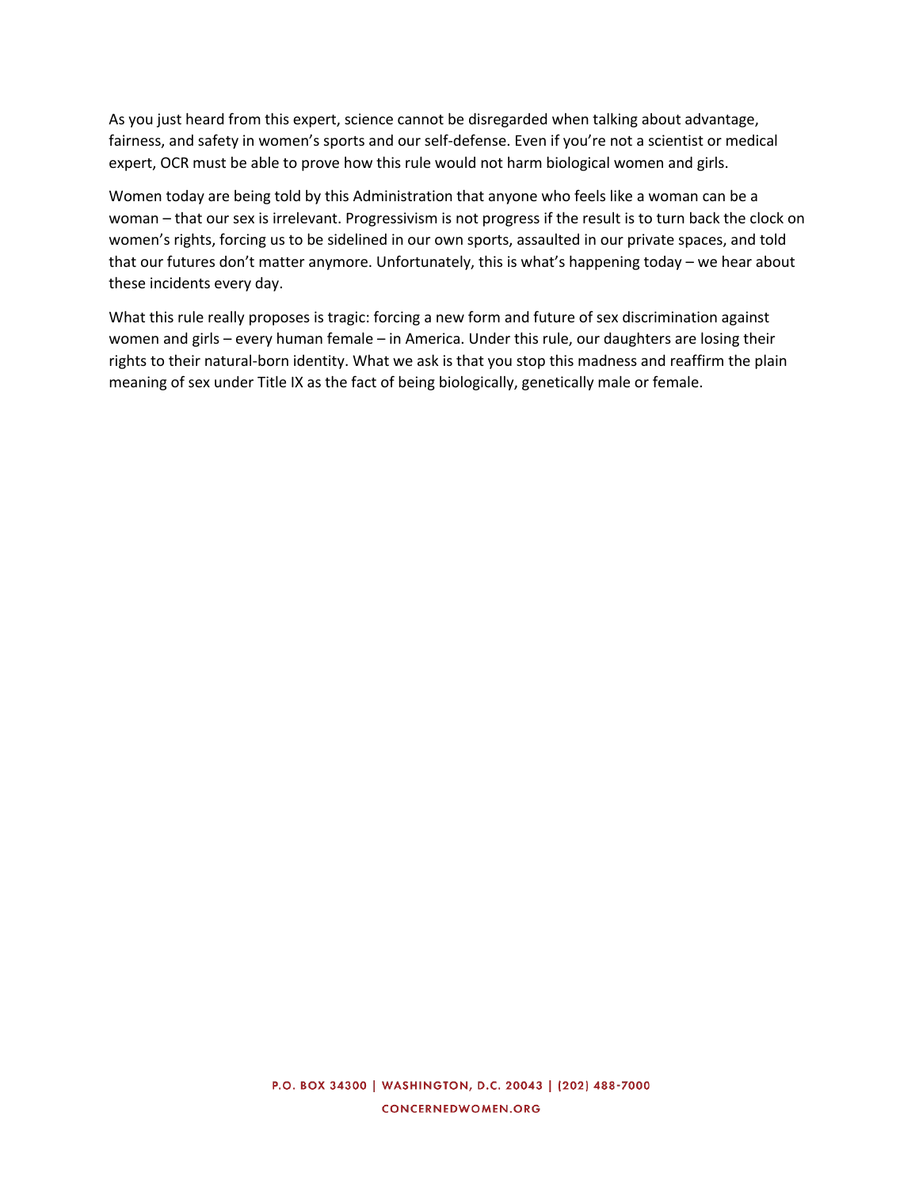As you just heard from this expert, science cannot be disregarded when talking about advantage, fairness, and safety in women's sports and our self-defense. Even if you're not a scientist or medical expert, OCR must be able to prove how this rule would not harm biological women and girls.

Women today are being told by this Administration that anyone who feels like a woman can be a woman – that our sex is irrelevant. Progressivism is not progress if the result is to turn back the clock on women's rights, forcing us to be sidelined in our own sports, assaulted in our private spaces, and told that our futures don't matter anymore. Unfortunately, this is what's happening today – we hear about these incidents every day.

What this rule really proposes is tragic: forcing a new form and future of sex discrimination against women and girls – every human female – in America. Under this rule, our daughters are losing their rights to their natural-born identity. What we ask is that you stop this madness and reaffirm the plain meaning of sex under Title IX as the fact of being biologically, genetically male or female.